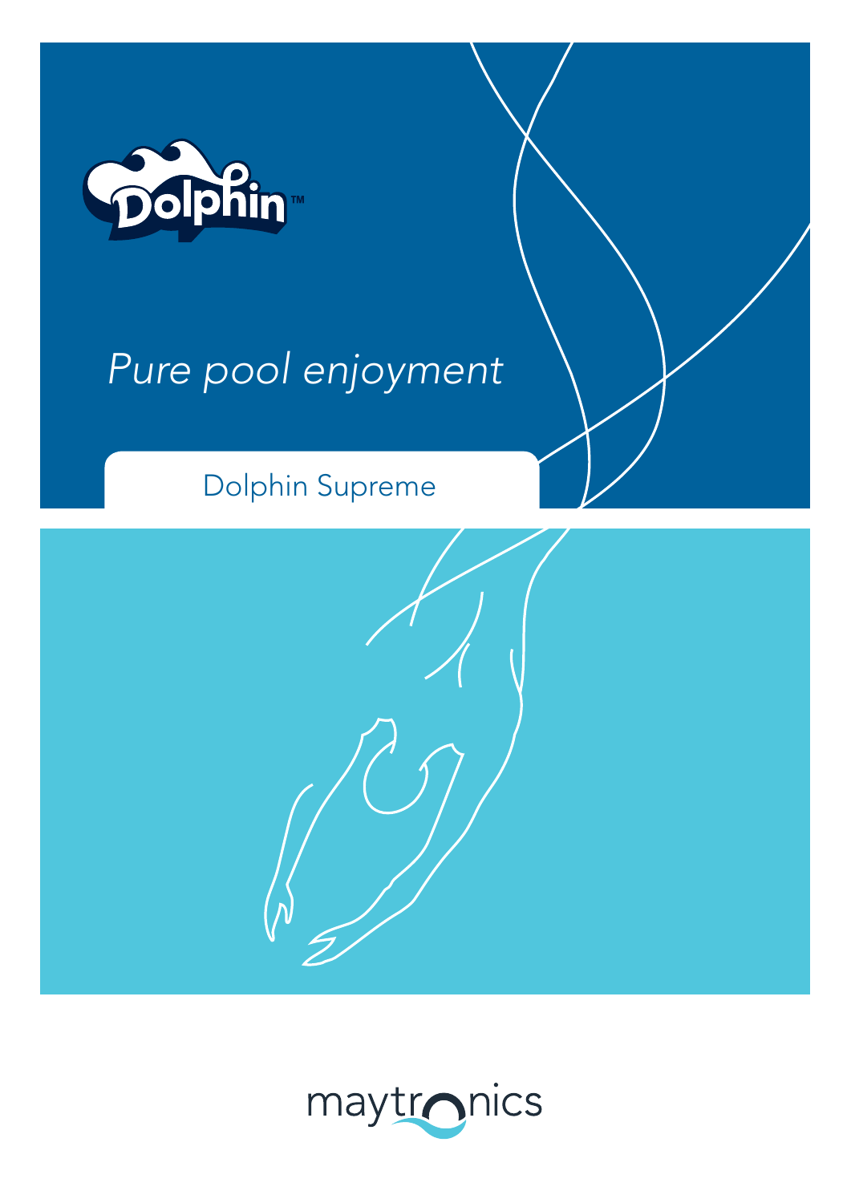Dolphin™

*Pure pool enjoyment*

# Dolphin Supreme

maytronics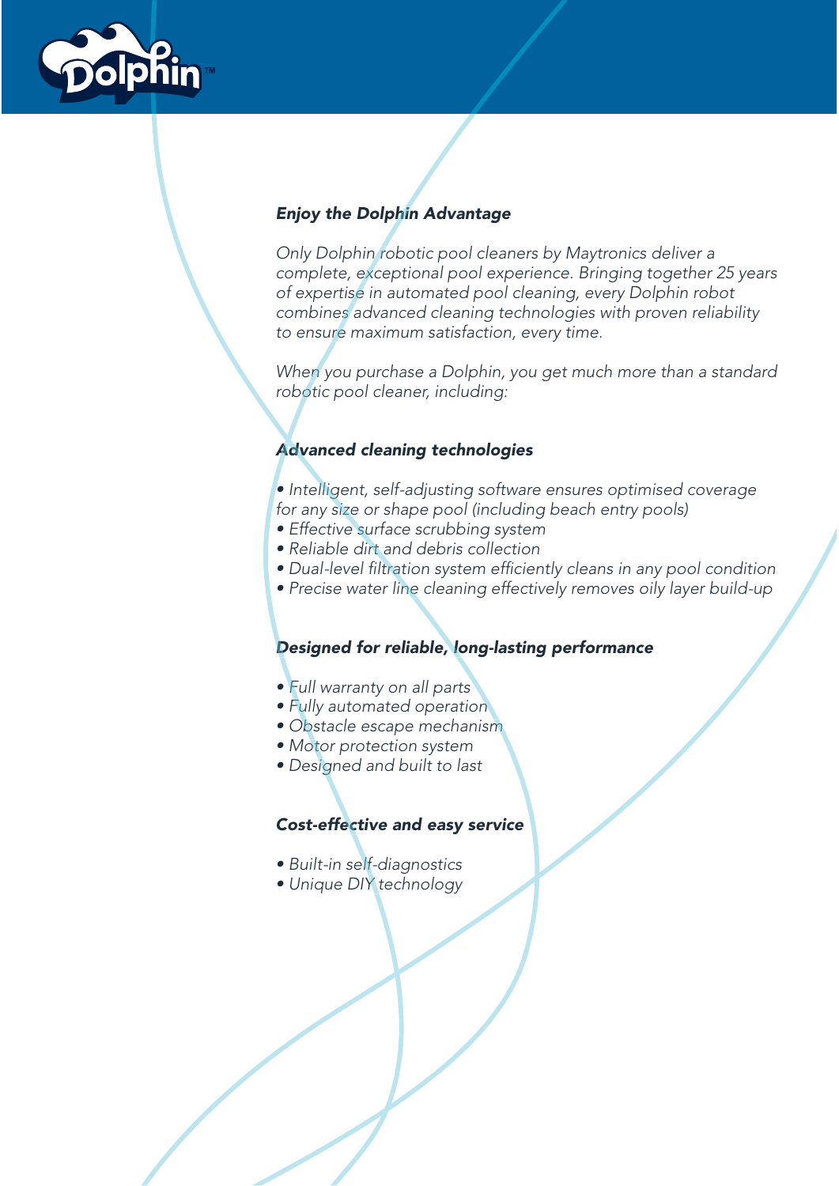## *Enjoy the Dolphin Advantage*

*Only Dolphin robotic pool cleaners by Maytronics deliver a complete, exceptional pool experience. Bringing together 25 years of expertise in automated pool cleaning, every Dolphin robot combines advanced cleaning technologies with proven reliability to ensure maximum satisfaction, every time.*

*When you purchase a Dolphin, you get much more than a standard robotic pool cleaner, including:*

### *Advanced cleaning technologies*

- *Intelligent, self-adjusting software ensures optimised coverage for any size or shape pool (including beach entry pools)*
- *Effective surface scrubbing system*
- *Reliable dirt and debris collection*
- *Dual-level filtration system efficiently cleans in any pool condition*
- *Precise water line cleaning effectively removes oily layer build-up*

### *Designed for reliable, long-lasting performance*

- *Full warranty on all parts*
- *Fully automated operation*
- *Obstacle escape mechanism*
- *Motor protection system*
- *Designed and built to last*

### *Cost-effective and easy service*

- *Built-in self-diagnostics*
- *Unique DIY technology*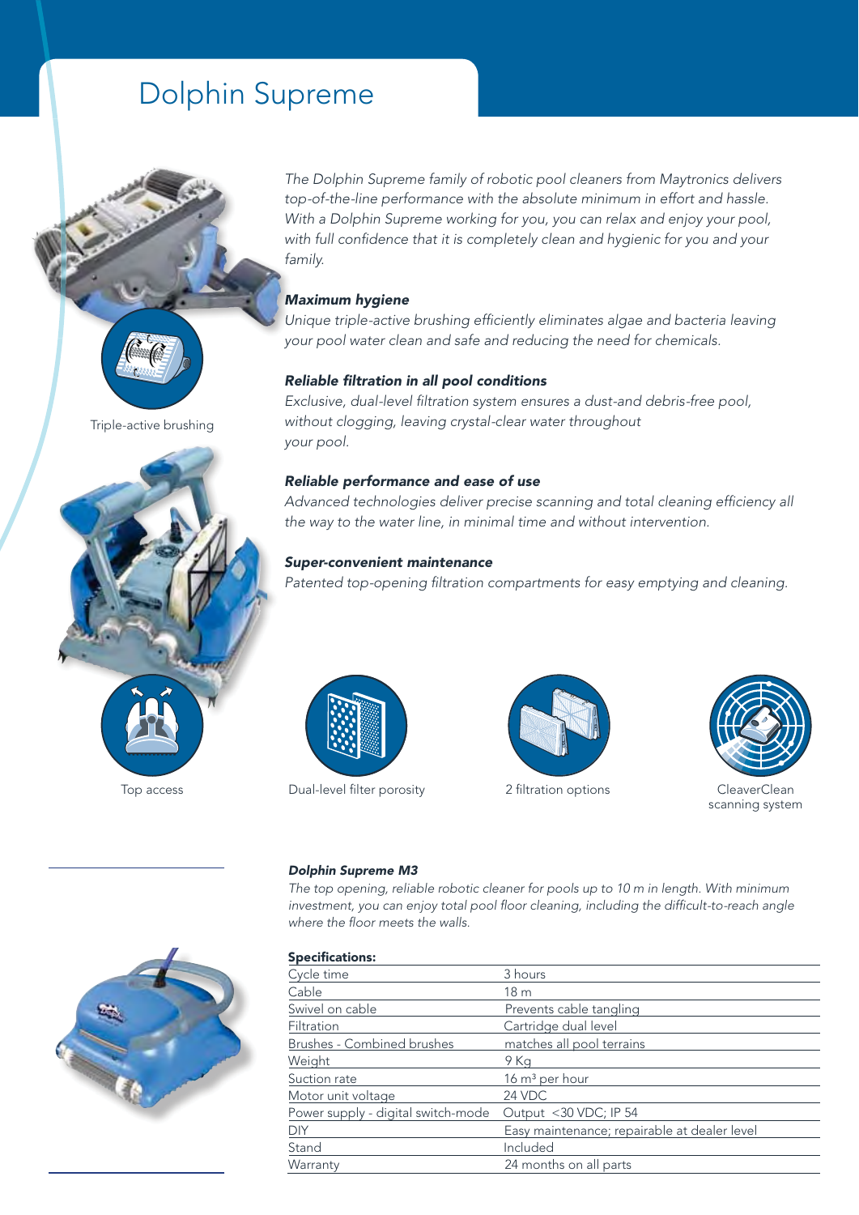# Dolphin Supreme

*The Dolphin Supreme family of robotic pool cleaners from Maytronics delivers top-of-the-line performance with the absolute minimum in effort and hassle. With a Dolphin Supreme working for you, you can relax and enjoy your pool, with full confidence that it is completely clean and hygienic for you and your family.*

***Maximum hygiene***

*Unique triple-active brushing efficiently eliminates algae and bacteria leaving your pool water clean and safe and reducing the need for chemicals.*

***Reliable filtration in all pool conditions***

*Exclusive, dual-level filtration system ensures a dust-and debris-free pool, without clogging, leaving crystal-clear water throughout your pool.*

***Reliable performance and ease of use***

*Advanced technologies deliver precise scanning and total cleaning efficiency all the way to the water line, in minimal time and without intervention.*

***Super-convenient maintenance***

*Patented top-opening filtration compartments for easy emptying and cleaning.*

Triple-active brushing

Top access

Dual-level filter porosity

2 filtration options

CleaverClean scanning system

***Dolphin Supreme M3***

*The top opening, reliable robotic cleaner for pools up to 10 m in length. With minimum investment, you can enjoy total pool floor cleaning, including the difficult-to-reach angle where the floor meets the walls.*

**Specifications:**

| | |
|---|---|
| Cycle time | 3 hours |
| Cable | 18 m |
| Swivel on cable | Prevents cable tangling |
| Filtration | Cartridge dual level |
| Brushes - Combined brushes | matches all pool terrains |
| Weight | 9 Kg |
| Suction rate | 16 $m^3$ per hour |
| Motor unit voltage | 24 VDC |
| Power supply - digital switch-mode | Output <30 VDC; IP 54 |
| DIY | Easy maintenance; repairable at dealer level |
| Stand | Included |
| Warranty | 24 months on all parts |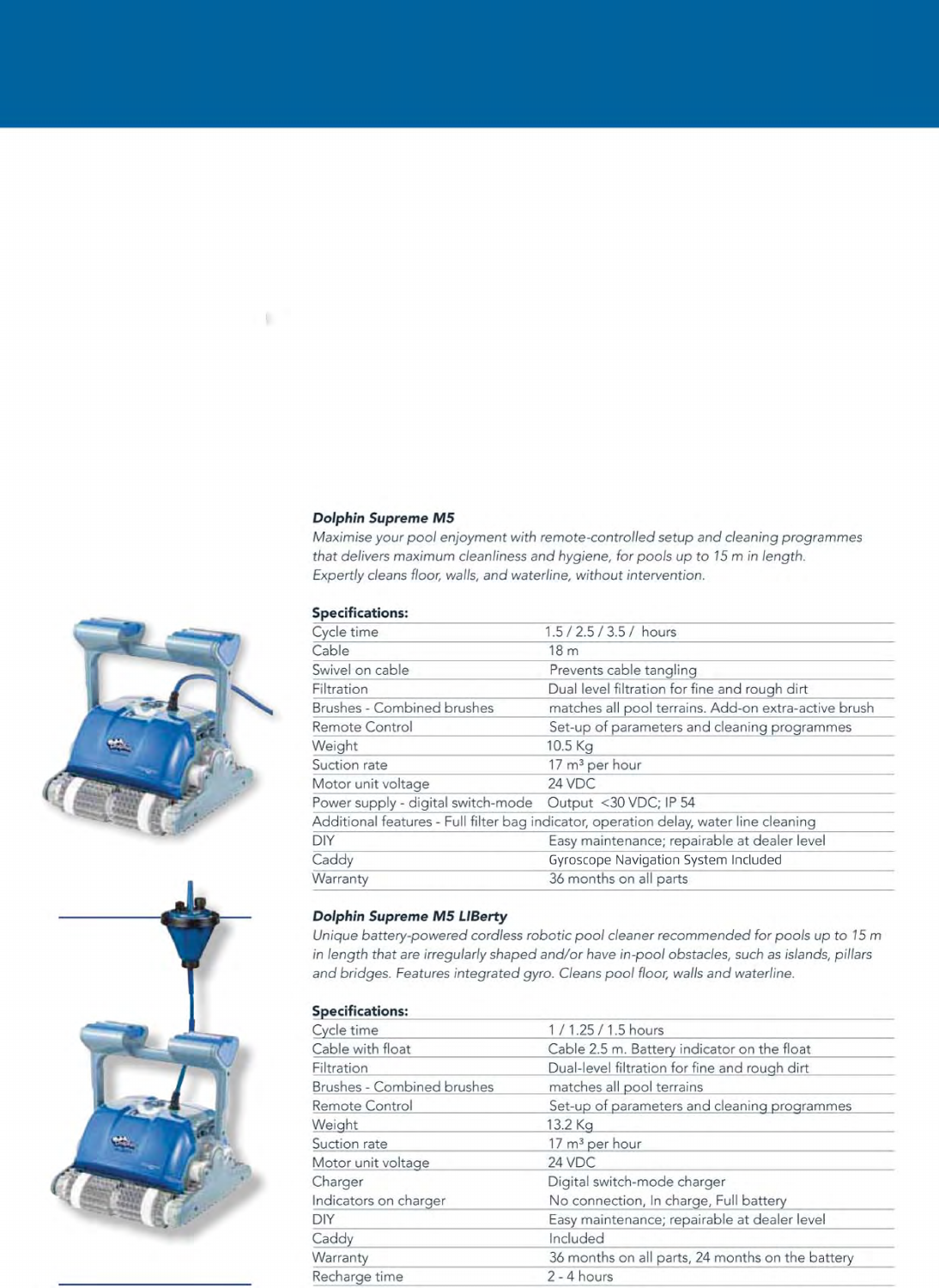### *Dolphin Supreme M5*

*Maximise your pool enjoyment with remote-controlled setup and cleaning programmes that delivers maximum cleanliness and hygiene, for pools up to 15 m in length. Expertly cleans floor, walls, and waterline, without intervention.*

**Specifications:**

| | |
|---|---|
| Cycle time | 1.5 / 2.5 / 3.5 / hours |
| Cable | 18 m |
| Swivel on cable | Prevents cable tangling |
| Filtration | Dual level filtration for fine and rough dirt |
| Brushes - Combined brushes | matches all pool terrains. Add-on extra-active brush |
| Remote Control | Set-up of parameters and cleaning programmes |
| Weight | 10.5 Kg |
| Suction rate | 17 m³ per hour |
| Motor unit voltage | 24 VDC |
| Power supply - digital switch-mode | Output <30 VDC; IP 54 |
| Additional features - Full filter bag indicator, operation delay, water line cleaning | |
| DIY | Easy maintenance; repairable at dealer level |
| Caddy | Gyroscope Navigation System Included |
| Warranty | 36 months on all parts |

### *Dolphin Supreme M5 LIBerty*

*Unique battery-powered cordless robotic pool cleaner recommended for pools up to 15 m in length that are irregularly shaped and/or have in-pool obstacles, such as islands, pillars and bridges. Features integrated gyro. Cleans pool floor, walls and waterline.*

**Specifications:**

| | |
|---|---|
| Cycle time | 1 / 1.25 / 1.5 hours |
| Cable with float | Cable 2.5 m. Battery indicator on the float |
| Filtration | Dual-level filtration for fine and rough dirt |
| Brushes - Combined brushes | matches all pool terrains |
| Remote Control | Set-up of parameters and cleaning programmes |
| Weight | 13.2 Kg |
| Suction rate | 17 m³ per hour |
| Motor unit voltage | 24 VDC |
| Charger | Digital switch-mode charger |
| Indicators on charger | No connection, In charge, Full battery |
| DIY | Easy maintenance; repairable at dealer level |
| Caddy | Included |
| Warranty | 36 months on all parts, 24 months on the battery |
| Recharge time | 2 - 4 hours |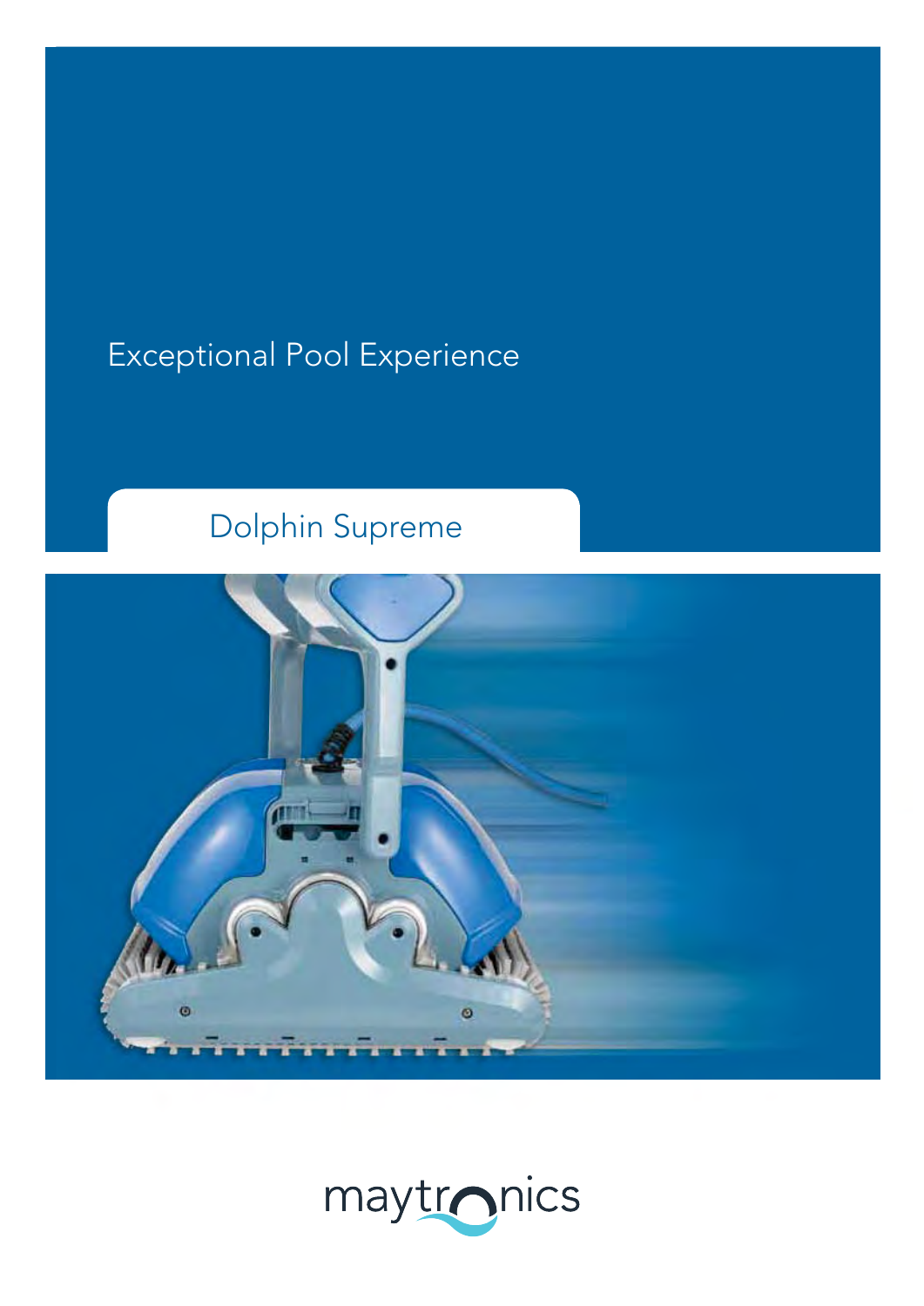Exceptional Pool Experience

# Dolphin Supreme

maytronics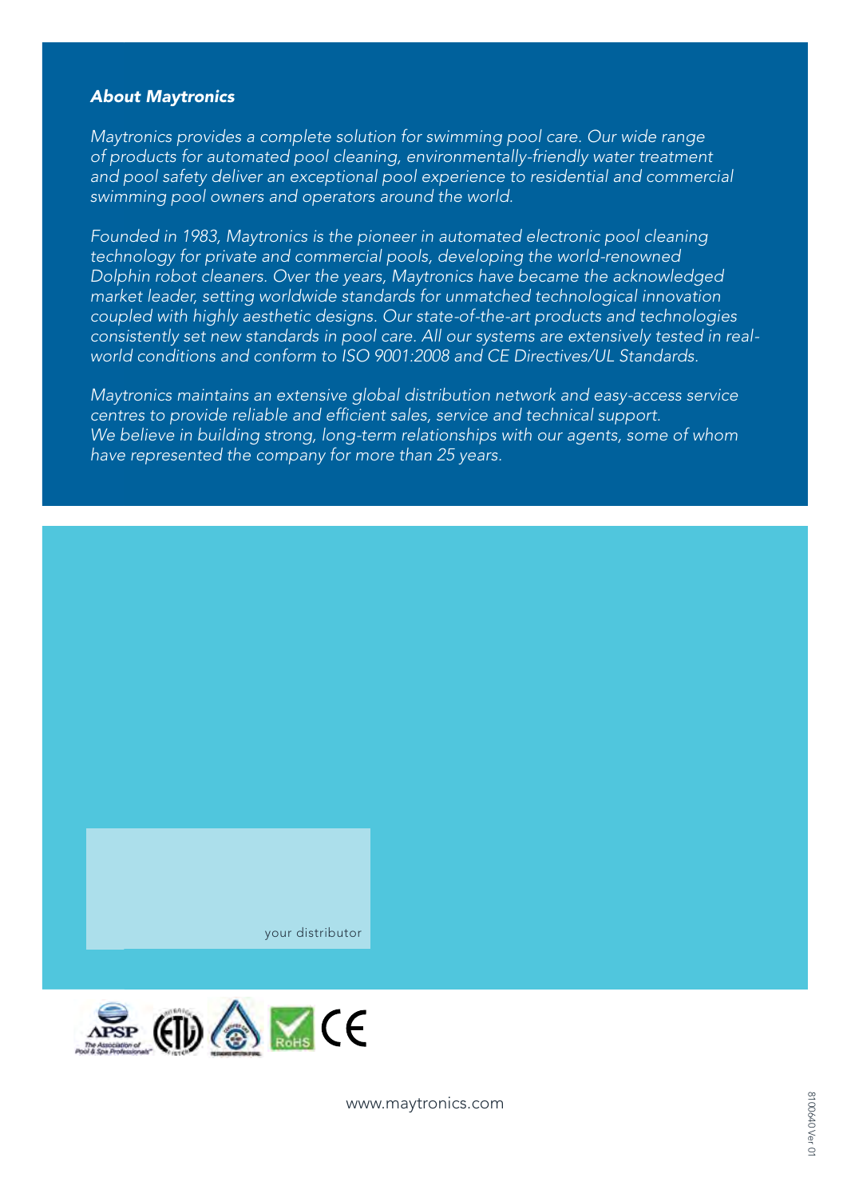### *About Maytronics*

*Maytronics provides a complete solution for swimming pool care. Our wide range of products for automated pool cleaning, environmentally-friendly water treatment and pool safety deliver an exceptional pool experience to residential and commercial swimming pool owners and operators around the world.*

*Founded in 1983, Maytronics is the pioneer in automated electronic pool cleaning technology for private and commercial pools, developing the world-renowned Dolphin robot cleaners. Over the years, Maytronics have became the acknowledged market leader, setting worldwide standards for unmatched technological innovation coupled with highly aesthetic designs. Our state-of-the-art products and technologies consistently set new standards in pool care. All our systems are extensively tested in real-world conditions and conform to ISO 9001:2008 and CE Directives/UL Standards.*

*Maytronics maintains an extensive global distribution network and easy-access service centres to provide reliable and efficient sales, service and technical support. We believe in building strong, long-term relationships with our agents, some of whom have represented the company for more than 25 years.*

your distributor

APSP The Association of Pool & Spa Professionals

RoHS

www.maytronics.com

8100640 Ver 01